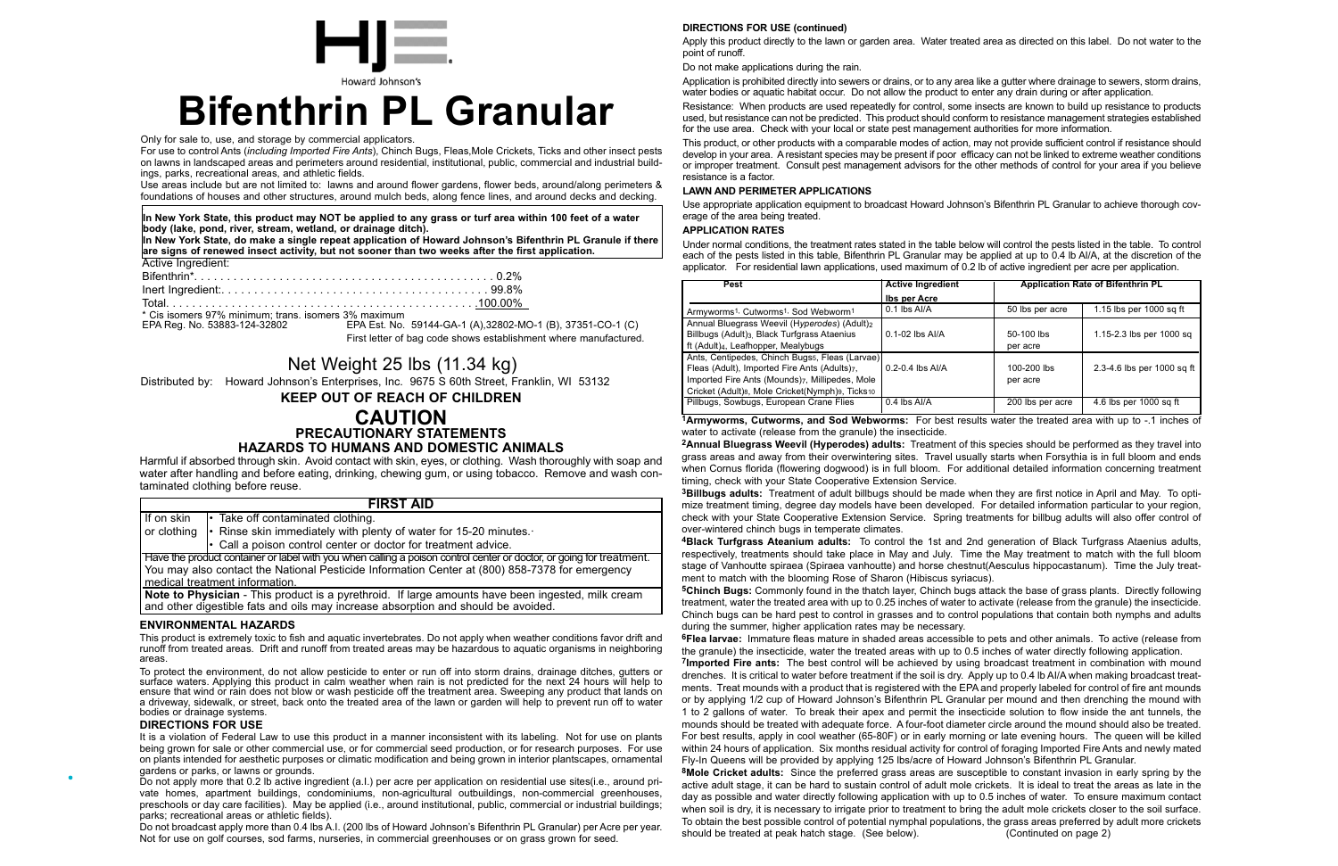Howard Johnson's

# Bifenthrin PL Granular

Only for sale to, use, and storage by commercial applicators.

For use to control Ants (*including Imported Fire Ants*), Chinch Bugs, Fleas,Mole Crickets, Ticks and other insect pests on lawns in landscaped areas and perimeters around residential, institutional, public, commercial and industrial buildings, parks, recreational areas, and athletic fields.

Use areas include but are not limited to: lawns and around flower gardens, flower beds, around/along perimeters & foundations of houses and other structures, around mulch beds, along fence lines, and around decks and decking.

**In New York State, this product may NOT be applied to any grass or turf area within 100 feet of a water body (lake, pond, river, stream, wetland, or drainage ditch).**

**In New York State, do make a single repeat application of Howard Johnson's Bifenthrin PL Granule if there are signs of renewed insect activity, but not sooner than two weeks after the first application.**

Active Ingredient:

Bifenthrin*. . . . . . . . . . . . . . . . . . . . . . . . . . . . . . . . . . . . . . . . . . . . . . 0.2%

Inert Ingredient:. . . . . . . . . . . . . . . . . . . . . . . . . . . . . . . . . . . . . . . . . 99.8%

Total. . . . . . . . . . . . . . . . . . . . . . . . . . . . . . . . . . . . . . . . . . . . . . . . .100.00%

\* Cis isomers 97% minimum; trans. isomers 3% maximum

EPA Reg. No. 53883-124-32802 EPA Est. No. 59144-GA-1 (A),32802-MO-1 (B), 37351-CO-1 (C)

First letter of bag code shows establishment where manufactured.

## Net Weight 25 lbs (11.34 kg)

Distributed by: Howard Johnson's Enterprises, Inc. 9675 S 60th Street, Franklin, WI 53132

**KEEP OUT OF REACH OF CHILDREN**

## CAUTION

### PRECAUTIONARY STATEMENTS

### HAZARDS TO HUMANS AND DOMESTIC ANIMALS

Harmful if absorbed through skin. Avoid contact with skin, eyes, or clothing. Wash thoroughly with soap and water after handling and before eating, drinking, chewing gum, or using tobacco. Remove and wash contaminated clothing before reuse.

| FIRST AID | |
|---|---|
| If on skin or clothing | • Take off contaminated clothing.<br>• Rinse skin immediately with plenty of water for 15-20 minutes.<br>• Call a poison control center or doctor for treatment advice. |
| Have the product container or label with you when calling a poison control center or doctor, or going for treatment. You may also contact the National Pesticide Information Center at (800) 858-7378 for emergency medical treatment information. | |
| **Note to Physician** - This product is a pyrethroid. If large amounts have been ingested, milk cream and other digestible fats and oils may increase absorption and should be avoided. | |

### ENVIRONMENTAL HAZARDS

This product is extremely toxic to fish and aquatic invertebrates. Do not apply when weather conditions favor drift and runoff from treated areas. Drift and runoff from treated areas may be hazardous to aquatic organisms in neighboring areas.

To protect the environment, do not allow pesticide to enter or run off into storm drains, drainage ditches, gutters or surface waters. Applying this product in calm weather when rain is not predicted for the next 24 hours will help to ensure that wind or rain does not blow or wash pesticide off the treatment area. Sweeping any product that lands on a driveway, sidewalk, or street, back onto the treated area of the lawn or garden will help to prevent run off to water bodies or drainage systems.

### DIRECTIONS FOR USE

It is a violation of Federal Law to use this product in a manner inconsistent with its labeling. Not for use on plants being grown for sale or other commercial use, or for commercial seed production, or for research purposes. For use on plants intended for aesthetic purposes or climatic modification and being grown in interior plantscapes, ornamental gardens or parks, or lawns or grounds.

Do not apply more that 0.2 lb active ingredient (a.I.) per acre per application on residential use sites(i.e., around private homes, apartment buildings, condominiums, non-agricultural outbuildings, non-commercial greenhouses, preschools or day care facilities). May be applied (i.e., around institutional, public, commercial or industrial buildings; parks; recreational areas or athletic fields).

Do not broadcast apply more than 0.4 lbs A.I. (200 lbs of Howard Johnson's Bifenthrin PL Granular) per Acre per year. Not for use on golf courses, sod farms, nurseries, in commercial greenhouses or on grass grown for seed.

### DIRECTIONS FOR USE (continued)

Apply this product directly to the lawn or garden area. Water treated area as directed on this label. Do not water to the point of runoff.

Do not make applications during the rain.

Application is prohibited directly into sewers or drains, or to any area like a gutter where drainage to sewers, storm drains, water bodies or aquatic habitat occur. Do not allow the product to enter any drain during or after application.

Resistance: When products are used repeatedly for control, some insects are known to build up resistance to products used, but resistance can not be predicted. This product should conform to resistance management strategies established for the use area. Check with your local or state pest management authorities for more information.

This product, or other products with a comparable modes of action, may not provide sufficient control if resistance should develop in your area. A resistant species may be present if poor efficacy can not be linked to extreme weather conditions or improper treatment. Consult pest management advisors for the other methods of control for your area if you believe resistance is a factor.

### LAWN AND PERIMETER APPLICATIONS

Use appropriate application equipment to broadcast Howard Johnson's Bifenthrin PL Granular to achieve thorough coverage of the area being treated.

### APPLICATION RATES

Under normal conditions, the treatment rates stated in the table below will control the pests listed in the table. To control each of the pests listed in this table, Bifenthrin PL Granular may be applied at up to 0.4 lb AI/A, at the discretion of the applicator. For residential lawn applications, used maximum of 0.2 lb of active ingredient per acre per application.

| Pest | Active Ingredient lbs per Acre | Application Rate of Bifenthrin PL | |
|---|---|---|---|
| Armyworms[1], Cutworms[1], Sod Webworm[1] | 0.1 lbs AI/A | 50 lbs per acre | 1.15 lbs per 1000 sq ft |
| Annual Bluegrass Weevil (*Hyperodes*) (Adult)[2] Billbugs (Adult)[3], Black Turfgrass Ataenius ft (Adult)[4], Leafhopper, Mealybugs | 0.1-02 lbs AI/A | 50-100 lbs per acre | 1.15-2.3 lbs per 1000 sq |
| Ants, Centipedes, Chinch Bugs[5], Fleas (Larvae)[6] Fleas (Adult), Imported Fire Ants (Adults)[7], Imported Fire Ants (Mounds)[7], Millipedes, Mole Cricket (Adult)[8], Mole Cricket(Nymph)[8], Ticks[10] | 0.2-0.4 lbs AI/A | 100-200 lbs per acre | 2.3-4.6 lbs per 1000 sq ft |
| Pillbugs, Sowbugs, European Crane Flies | 0.4 lbs AI/A | 200 lbs per acre | 4.6 lbs per 1000 sq ft |

**[1]Armyworms, Cutworms, and Sod Webworms:** For best results water the treated area with up to -.1 inches of water to activate (release from the granule) the insecticide.

**[2]Annual Bluegrass Weevil (Hyperodes) adults:** Treatment of this species should be performed as they travel into grass areas and away from their overwintering sites. Travel usually starts when Forsythia is in full bloom and ends when Cornus florida (flowering dogwood) is in full bloom. For additional detailed information concerning treatment timing, check with your State Cooperative Extension Service.

**[3]Billbugs adults:** Treatment of adult billbugs should be made when they are first notice in April and May. To optimize treatment timing, degree day models have been developed. For detailed information particular to your region, check with your State Cooperative Extension Service. Spring treatments for billbug adults will also offer control of over-wintered chinch bugs in temperate climates.

**[4]Black Turfgrass Ateanium adults:** To control the 1st and 2nd generation of Black Turfgrass Ataenius adults, respectively, treatments should take place in May and July. Time the May treatment to match with the full bloom stage of Vanhoutte spiraea (Spiraea vanhoutte) and horse chestnut(Aesculus hippocastanum). Time the July treatment to match with the blooming Rose of Sharon (Hibiscus syriacus).

**[5]Chinch Bugs:** Commonly found in the thatch layer, Chinch bugs attack the base of grass plants. Directly following treatment, water the treated area with up to 0.25 inches of water to activate (release from the granule) the insecticide. Chinch bugs can be hard pest to control in grasses and to control populations that contain both nymphs and adults during the summer, higher application rates may be necessary.

**[6]Flea larvae:** Immature fleas mature in shaded areas accessible to pets and other animals. To active (release from the granule) the insecticide, water the treated areas with up to 0.5 inches of water directly following application.

**[7]Imported Fire ants:** The best control will be achieved by using broadcast treatment in combination with mound drenches. It is critical to water before treatment if the soil is dry. Apply up to 0.4 lb AI/A when making broadcast treatments. Treat mounds with a product that is registered with the EPA and properly labeled for control of fire ant mounds or by applying 1/2 cup of Howard Johnson's Bifenthrin PL Granular per mound and then drenching the mound with 1 to 2 gallons of water. To break their apex and permit the insecticide solution to flow inside the ant tunnels, the mounds should be treated with adequate force. A four-foot diameter circle around the mound should also be treated. For best results, apply in cool weather (65-80F) or in early morning or late evening hours. The queen will be killed within 24 hours of application. Six months residual activity for control of foraging Imported Fire Ants and newly mated Fly-In Queens will be provided by applying 125 lbs/acre of Howard Johnson's Bifenthrin PL Granular.

**[8]Mole Cricket adults:** Since the preferred grass areas are susceptible to constant invasion in early spring by the active adult stage, it can be hard to sustain control of adult mole crickets. It is ideal to treat the areas as late in the day as possible and water directly following application with up to 0.5 inches of water. To ensure maximum contact when soil is dry, it is necessary to irrigate prior to treatment to bring the adult mole crickets closer to the soil surface. To obtain the best possible control of potential nymphal populations, the grass areas preferred by adult more crickets should be treated at peak hatch stage. (See below). (Continued on page 2)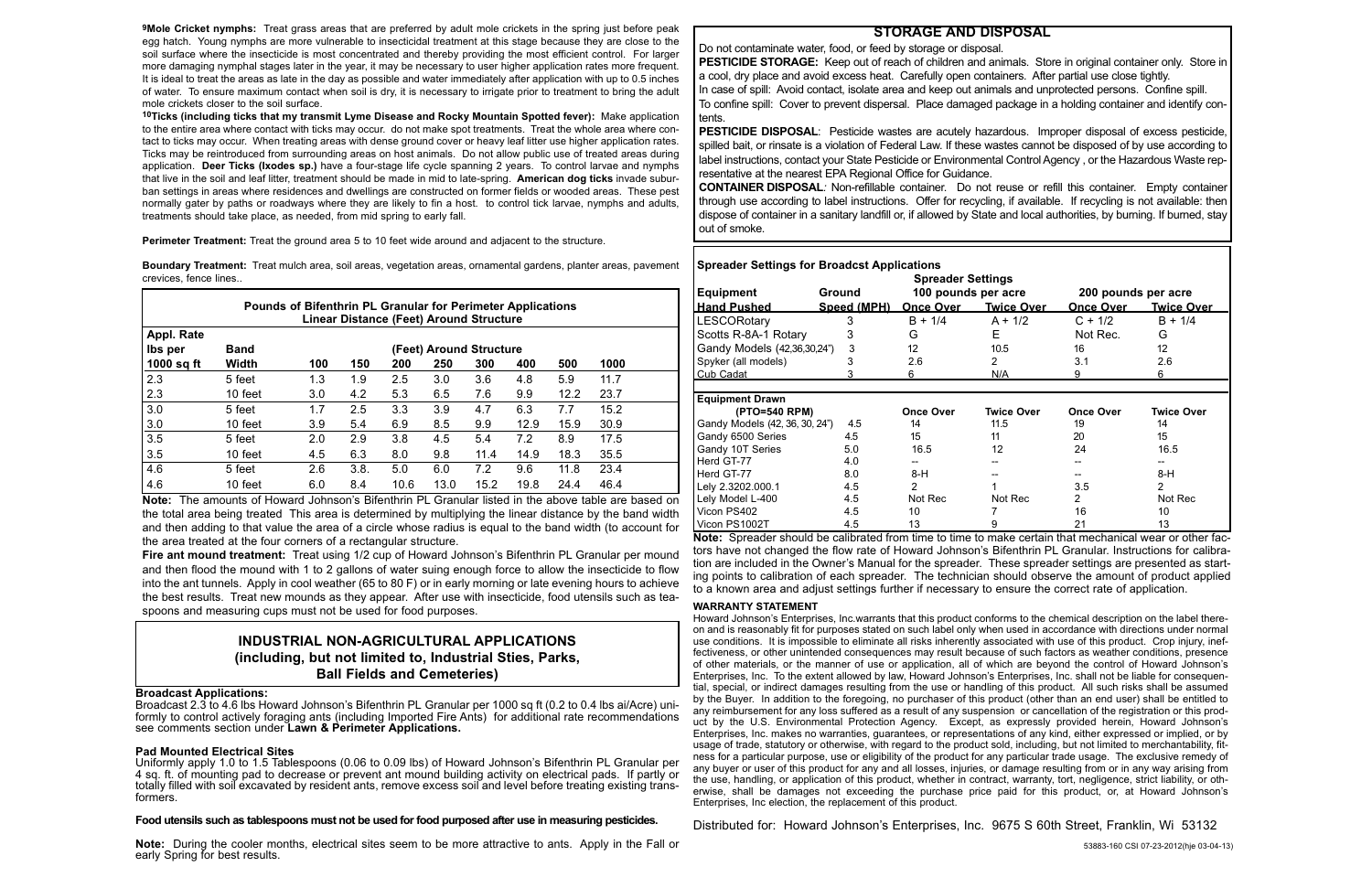[9]**Mole Cricket nymphs:** Treat grass areas that are preferred by adult mole crickets in the spring just before peak egg hatch. Young nymphs are more vulnerable to insecticidal treatment at this stage because they are close to the soil surface where the insecticide is most concentrated and thereby providing the most efficient control. For larger more damaging nymphal stages later in the year, it may be necessary to user higher application rates more frequent. It is ideal to treat the areas as late in the day as possible and water immediately after application with up to 0.5 inches of water. To ensure maximum contact when soil is dry, it is necessary to irrigate prior to treatment to bring the adult mole crickets closer to the soil surface.

[10]**Ticks (including ticks that my transmit Lyme Disease and Rocky Mountain Spotted fever):** Make application to the entire area where contact with ticks may occur. do not make spot treatments. Treat the whole area where contact to ticks may occur. When treating areas with dense ground cover or heavy leaf litter use higher application rates. Ticks may be reintroduced from surrounding areas on host animals. Do not allow public use of treated areas during application. **Deer Ticks (Ixodes sp.)** have a four-stage life cycle spanning 2 years. To control larvae and nymphs that live in the soil and leaf litter, treatment should be made in mid to late-spring. **American dog ticks** invade suburban settings in areas where residences and dwellings are constructed on former fields or wooded areas. These pest normally gater by paths or roadways where they are likely to fin a host. to control tick larvae, nymphs and adults, treatments should take place, as needed, from mid spring to early fall.

**Perimeter Treatment:** Treat the ground area 5 to 10 feet wide around and adjacent to the structure.

**Boundary Treatment:** Treat mulch area, soil areas, vegetation areas, ornamental gardens, planter areas, pavement crevices, fence lines..

**Pounds of Bifenthrin PL Granular for Perimeter Applications**
**Linear Distance (Feet) Around Structure**

| Appl. Rate lbs per 1000 sq ft | Band Width | (Feet) Around Structure 100 | 150 | 200 | 250 | 300 | 400 | 500 | 1000 |
|---|---|---|---|---|---|---|---|---|---|
| 2.3 | 5 feet | 1.3 | 1.9 | 2.5 | 3.0 | 3.6 | 4.8 | 5.9 | 11.7 |
| 2.3 | 10 feet | 3.0 | 4.2 | 5.3 | 6.5 | 7.6 | 9.9 | 12.2 | 23.7 |
| 3.0 | 5 feet | 1.7 | 2.5 | 3.3 | 3.9 | 4.7 | 6.3 | 7.7 | 15.2 |
| 3.0 | 10 feet | 3.9 | 5.4 | 6.9 | 8.5 | 9.9 | 12.9 | 15.9 | 30.9 |
| 3.5 | 5 feet | 2.0 | 2.9 | 3.8 | 4.5 | 5.4 | 7.2 | 8.9 | 17.5 |
| 3.5 | 10 feet | 4.5 | 6.3 | 8.0 | 9.8 | 11.4 | 14.9 | 18.3 | 35.5 |
| 4.6 | 5 feet | 2.6 | 3.8. | 5.0 | 6.0 | 7.2 | 9.6 | 11.8 | 23.4 |
| 4.6 | 10 feet | 6.0 | 8.4 | 10.6 | 13.0 | 15.2 | 19.8 | 24.4 | 46.4 |

**Note:** The amounts of Howard Johnson's Bifenthrin PL Granular listed in the above table are based on the total area being treated This area is determined by multiplying the linear distance by the band width and then adding to that value the area of a circle whose radius is equal to the band width (to account for the area treated at the four corners of a rectangular structure.

**Fire ant mound treatment:** Treat using 1/2 cup of Howard Johnson's Bifenthrin PL Granular per mound and then flood the mound with 1 to 2 gallons of water suing enough force to allow the insecticide to flow into the ant tunnels. Apply in cool weather (65 to 80 F) or in early morning or late evening hours to achieve the best results. Treat new mounds as they appear. After use with insecticide, food utensils such as teaspoons and measuring cups must not be used for food purposes.

## INDUSTRIAL NON-AGRICULTURAL APPLICATIONS (including, but not limited to, Industrial Sties, Parks, Ball Fields and Cemeteries)

**Broadcast Applications:**

Broadcast 2.3 to 4.6 lbs Howard Johnson's Bifenthrin PL Granular per 1000 sq ft (0.2 to 0.4 lbs ai/Acre) uniformly to control actively foraging ants (including Imported Fire Ants) for additional rate recommendations see comments section under **Lawn & Perimeter Applications.**

**Pad Mounted Electrical Sites**

Uniformly apply 1.0 to 1.5 Tablespoons (0.06 to 0.09 lbs) of Howard Johnson's Bifenthrin PL Granular per 4 sq. ft. of mounting pad to decrease or prevent ant mound building activity on electrical pads. If partly or totally filled with soil excavated by resident ants, remove excess soil and level before treating existing transformers.

**Food utensils such as tablespoons must not be used for food purposed after use in measuring pesticides.**

**Note:** During the cooler months, electrical sites seem to be more attractive to ants. Apply in the Fall or early Spring for best results.

## STORAGE AND DISPOSAL

Do not contaminate water, food, or feed by storage or disposal.

**PESTICIDE STORAGE:** Keep out of reach of children and animals. Store in original container only. Store in a cool, dry place and avoid excess heat. Carefully open containers. After partial use close tightly.
In case of spill: Avoid contact, isolate area and keep out animals and unprotected persons. Confine spill.
To confine spill: Cover to prevent dispersal. Place damaged package in a holding container and identify contents.

**PESTICIDE DISPOSAL**: Pesticide wastes are acutely hazardous. Improper disposal of excess pesticide, spilled bait, or rinsate is a violation of Federal Law. If these wastes cannot be disposed of by use according to label instructions, contact your State Pesticide or Environmental Control Agency , or the Hazardous Waste representative at the nearest EPA Regional Office for Guidance.

**CONTAINER DISPOSAL**: Non-refillable container. Do not reuse or refill this container. Empty container through use according to label instructions. Offer for recycling, if available. If recycling is not available: then dispose of container in a sanitary landfill or, if allowed by State and local authorities, by burning. If burned, stay out of smoke.

**Spreader Settings for Broadcst Applications**

| Equipment Hand Pushed | Ground Speed (MPH) | Spreader Settings 100 pounds per acre Once Over | Twice Over | 200 pounds per acre Once Over | Twice Over |
|---|---|---|---|---|---|
| LESCORotary | 3 | B + 1/4 | A + 1/2 | C + 1/2 | B + 1/4 |
| Scotts R-8A-1 Rotary | 3 | G | E | Not Rec. | G |
| Gandy Models (42,36,30,24") | 3 | 12 | 10.5 | 16 | 12 |
| Spyker (all models) | 3 | 2.6 | 2 | 3.1 | 2.6 |
| Cub Cadat | 3 | 6 | N/A | 9 | 6 |
| **Equipment Drawn (PTO=540 RPM)** | | **Once Over** | **Twice Over** | **Once Over** | **Twice Over** |
| Gandy Models (42, 36, 30, 24") | 4.5 | 14 | 11.5 | 19 | 14 |
| Gandy 6500 Series | 4.5 | 15 | 11 | 20 | 15 |
| Gandy 10T Series | 5.0 | 16.5 | 12 | 24 | 16.5 |
| Herd GT-77 | 4.0 | -- | -- | -- | -- |
| Herd GT-77 | 8.0 | 8-H | -- | -- | 8-H |
| Lely 2.3202.000.1 | 4.5 | 2 | 1 | 3.5 | 2 |
| Lely Model L-400 | 4.5 | Not Rec | Not Rec | 2 | Not Rec |
| Vicon PS402 | 4.5 | 10 | 7 | 16 | 10 |
| Vicon PS1002T | 4.5 | 13 | 9 | 21 | 13 |

**Note:** Spreader should be calibrated from time to time to make certain that mechanical wear or other factors have not changed the flow rate of Howard Johnson's Bifenthrin PL Granular. Instructions for calibration are included in the Owner's Manual for the spreader. These spreader settings are presented as starting points to calibration of each spreader. The technician should observe the amount of product applied to a known area and adjust settings further if necessary to ensure the correct rate of application.

**WARRANTY STATEMENT**

Howard Johnson's Enterprises, Inc.warrants that this product conforms to the chemical description on the label thereon and is reasonably fit for purposes stated on such label only when used in accordance with directions under normal use conditions. It is impossible to eliminate all risks inherently associated with use of this product. Crop injury, ineffectiveness, or other unintended consequences may result because of such factors as weather conditions, presence of other materials, or the manner of use or application, all of which are beyond the control of Howard Johnson's Enterprises, Inc. To the extent allowed by law, Howard Johnson's Enterprises, Inc. shall not be liable for consequential, special, or indirect damages resulting from the use or handling of this product. All such risks shall be assumed by the Buyer. In addition to the foregoing, no purchaser of this product (other than an end user) shall be entitled to any reimbursement for any loss suffered as a result of any suspension or cancellation of the registration or this product by the U.S. Environmental Protection Agency. Except, as expressly provided herein, Howard Johnson's Enterprises, Inc. makes no warranties, guarantees, or representations of any kind, either expressed or implied, or by usage of trade, statutory or otherwise, with regard to the product sold, including, but not limited to merchantability, fitness for a particular purpose, use or eligibility of the product for any particular trade usage. The exclusive remedy of any buyer or user of this product for any and all losses, injuries, or damage resulting from or in any way arising from the use, handling, or application of this product, whether in contract, warranty, tort, negligence, strict liability, or otherwise, shall be damages not exceeding the purchase price paid for this product, or, at Howard Johnson's Enterprises, Inc election, the replacement of this product.

Distributed for: Howard Johnson's Enterprises, Inc. 9675 S 60th Street, Franklin, Wi 53132

53883-160 CSI 07-23-2012(hje 03-04-13)